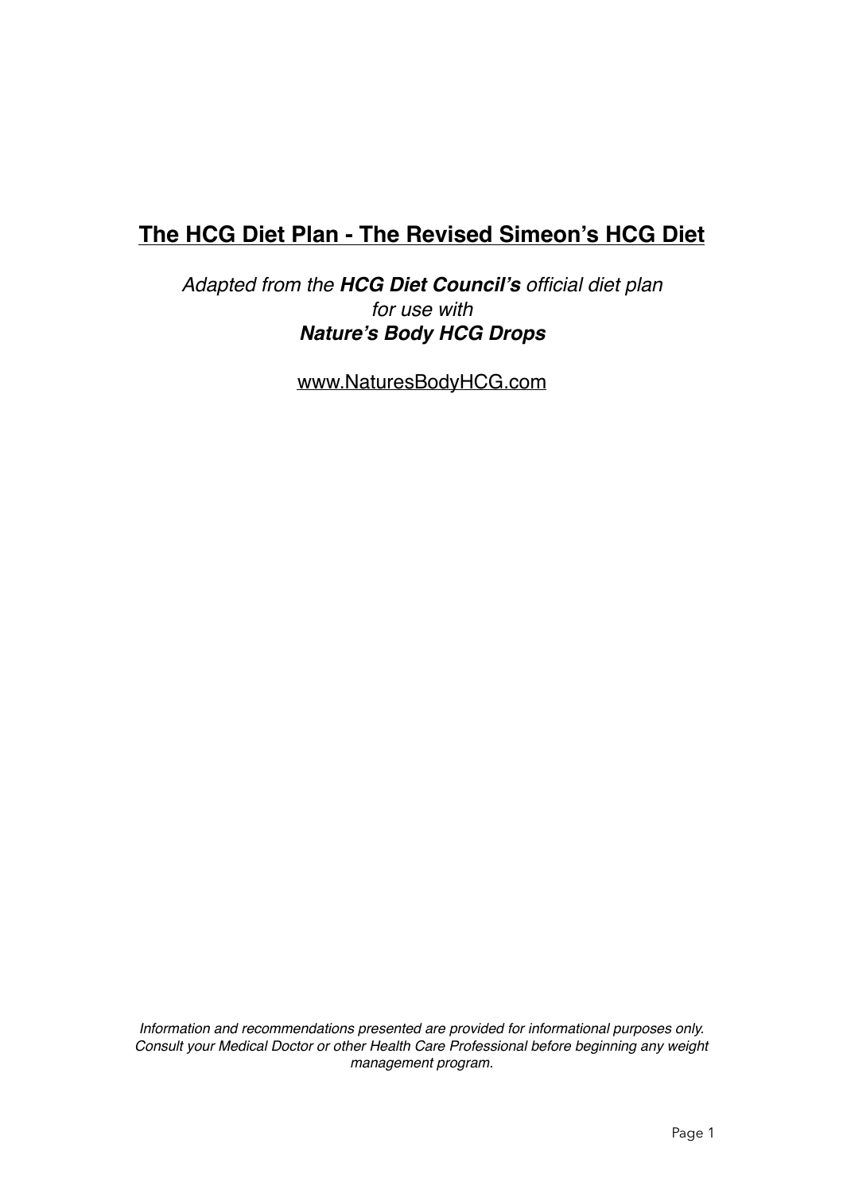# **The HCG Diet Plan - The Revised Simeon's HCG Diet**

*Adapted from the* ***HCG Diet Council's*** *official diet plan*
*for use with*
***Nature's Body HCG Drops***

www.NaturesBodyHCG.com

*Information and recommendations presented are provided for informational purposes only. Consult your Medical Doctor or other Health Care Professional before beginning any weight management program.*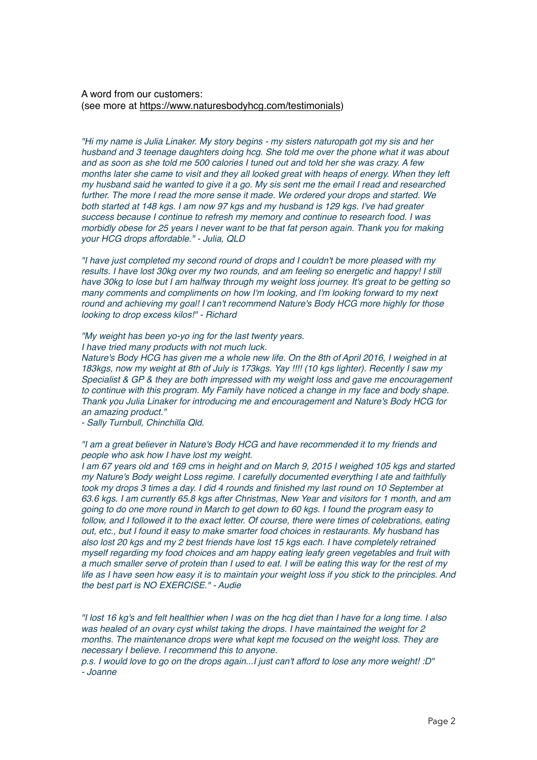A word from our customers:
(see more at https://www.naturesbodyhcg.com/testimonials)

*"Hi my name is Julia Linaker. My story begins - my sisters naturopath got my sis and her husband and 3 teenage daughters doing hcg. She told me over the phone what it was about and as soon as she told me 500 calories I tuned out and told her she was crazy. A few months later she came to visit and they all looked great with heaps of energy. When they left my husband said he wanted to give it a go. My sis sent me the email I read and researched further. The more I read the more sense it made. We ordered your drops and started. We both started at 148 kgs. I am now 97 kgs and my husband is 129 kgs. I've had greater success because I continue to refresh my memory and continue to research food. I was morbidly obese for 25 years I never want to be that fat person again. Thank you for making your HCG drops affordable." - Julia, QLD*

*"I have just completed my second round of drops and I couldn't be more pleased with my results. I have lost 30kg over my two rounds, and am feeling so energetic and happy! I still have 30kg to lose but I am halfway through my weight loss journey. It's great to be getting so many comments and compliments on how I'm looking, and I'm looking forward to my next round and achieving my goal! I can't recommend Nature's Body HCG more highly for those looking to drop excess kilos!" - Richard*

*"My weight has been yo-yo ing for the last twenty years.*
*I have tried many products with not much luck.*
*Nature's Body HCG has given me a whole new life. On the 8th of April 2016, I weighed in at 183kgs, now my weight at 8th of July is 173kgs. Yay !!!! (10 kgs lighter). Recently I saw my Specialist & GP & they are both impressed with my weight loss and gave me encouragement to continue with this program. My Family have noticed a change in my face and body shape. Thank you Julia Linaker for introducing me and encouragement and Nature's Body HCG for an amazing product."*
*- Sally Turnbull, Chinchilla Qld.*

*"I am a great believer in Nature's Body HCG and have recommended it to my friends and people who ask how I have lost my weight.*
*I am 67 years old and 169 cms in height and on March 9, 2015 I weighed 105 kgs and started my Nature's Body weight Loss regime. I carefully documented everything I ate and faithfully took my drops 3 times a day. I did 4 rounds and finished my last round on 10 September at 63.6 kgs. I am currently 65.8 kgs after Christmas, New Year and visitors for 1 month, and am going to do one more round in March to get down to 60 kgs. I found the program easy to follow, and I followed it to the exact letter. Of course, there were times of celebrations, eating out, etc., but I found it easy to make smarter food choices in restaurants. My husband has also lost 20 kgs and my 2 best friends have lost 15 kgs each. I have completely retrained myself regarding my food choices and am happy eating leafy green vegetables and fruit with a much smaller serve of protein than I used to eat. I will be eating this way for the rest of my life as I have seen how easy it is to maintain your weight loss if you stick to the principles. And the best part is NO EXERCISE." - Audie*

*"I lost 16 kg's and felt healthier when I was on the hcg diet than I have for a long time. I also was healed of an ovary cyst whilst taking the drops. I have maintained the weight for 2 months. The maintenance drops were what kept me focused on the weight loss. They are necessary I believe. I recommend this to anyone.*
*p.s. I would love to go on the drops again...I just can't afford to lose any more weight! :D"*
*- Joanne*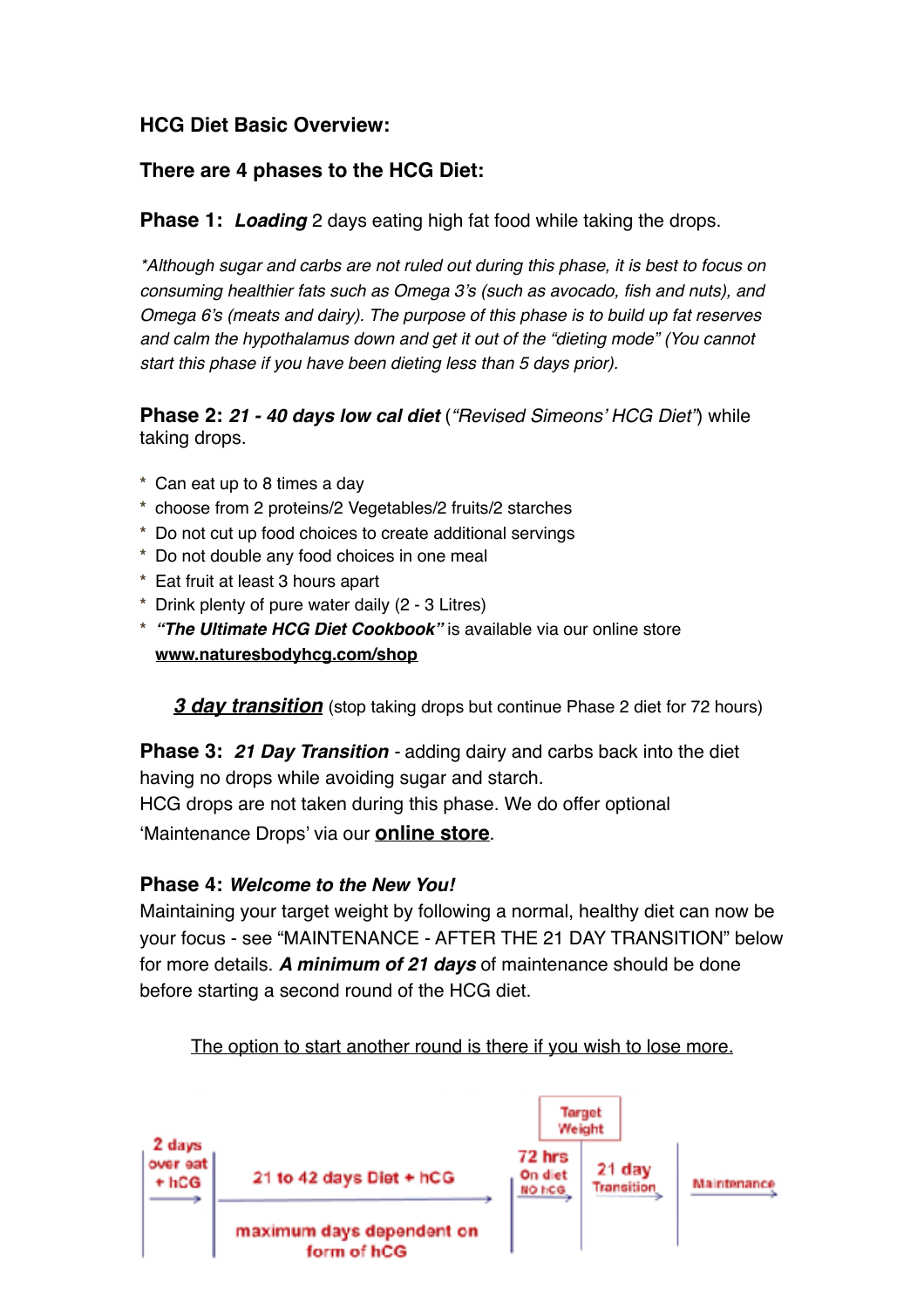### HCG Diet Basic Overview:

### There are 4 phases to the HCG Diet:

**Phase 1:** ***Loading*** 2 days eating high fat food while taking the drops.

*\*Although sugar and carbs are not ruled out during this phase, it is best to focus on consuming healthier fats such as Omega 3's (such as avocado, fish and nuts), and Omega 6's (meats and dairy). The purpose of this phase is to build up fat reserves and calm the hypothalamus down and get it out of the "dieting mode" (You cannot start this phase if you have been dieting less than 5 days prior).*

**Phase 2:** ***21 - 40 days low cal diet*** (*"Revised Simeons' HCG Diet"*) while taking drops.

* Can eat up to 8 times a day
* choose from 2 proteins/2 Vegetables/2 fruits/2 starches
* Do not cut up food choices to create additional servings
* Do not double any food choices in one meal
* Eat fruit at least 3 hours apart
* Drink plenty of pure water daily (2 - 3 Litres)
* ***"The Ultimate HCG Diet Cookbook"*** is available via our online store **www.naturesbodyhcg.com/shop**

***3 day transition*** (stop taking drops but continue Phase 2 diet for 72 hours)

**Phase 3:** ***21 Day Transition*** - adding dairy and carbs back into the diet having no drops while avoiding sugar and starch.
HCG drops are not taken during this phase. We do offer optional 'Maintenance Drops' via our **online store**.

**Phase 4:** ***Welcome to the New You!***
Maintaining your target weight by following a normal, healthy diet can now be your focus - see "MAINTENANCE - AFTER THE 21 DAY TRANSITION" below for more details. ***A minimum of 21 days*** of maintenance should be done before starting a second round of the HCG diet.

The option to start another round is there if you wish to lose more.

| 2 days over eat + hCG | 21 to 42 days Diet + hCG (maximum days dependent on form of hCG) | 72 hrs On diet NO hCG | Target Weight / 21 day Transition | Maintenance |
|---|---|---|---|---|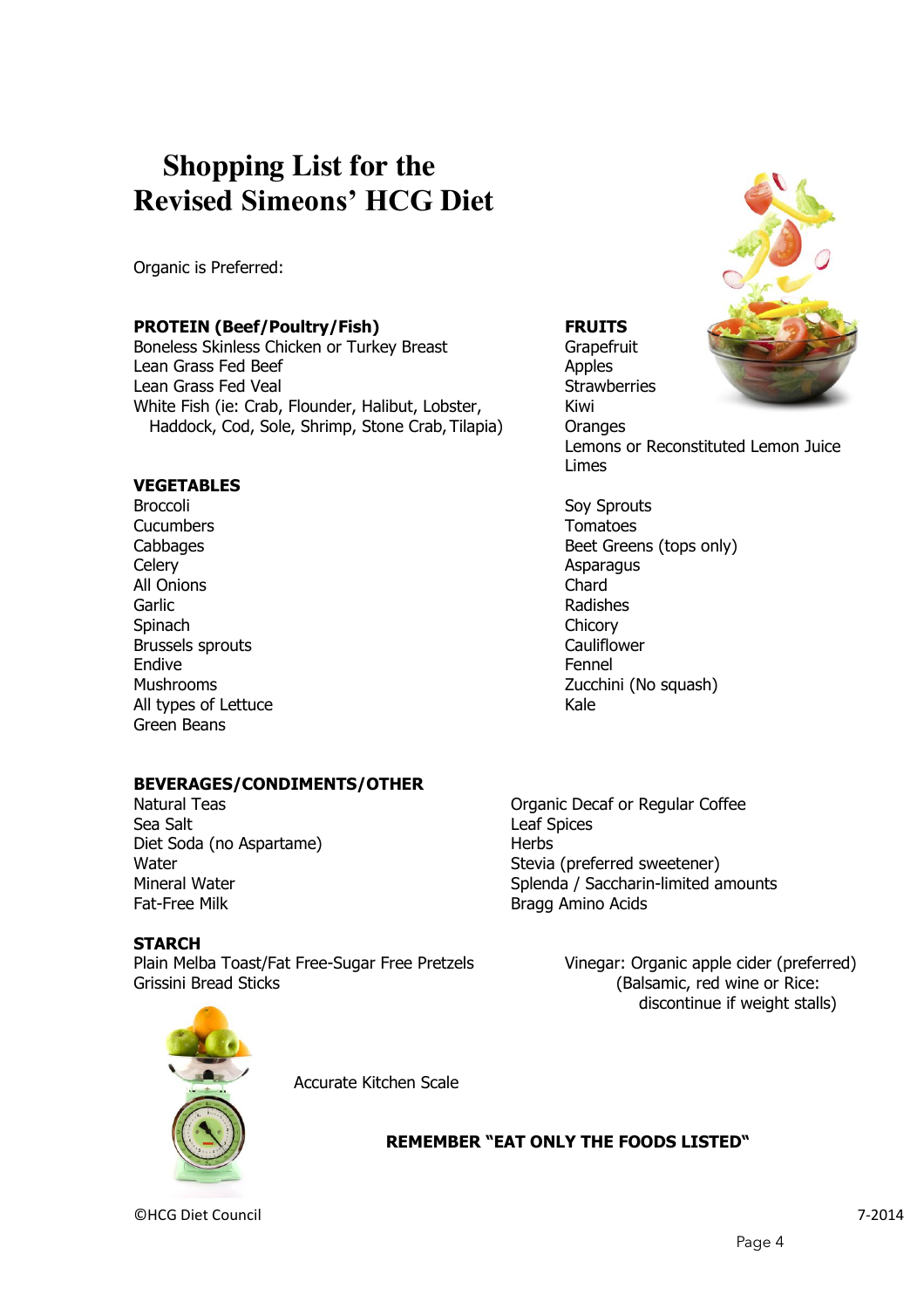# Shopping List for the Revised Simeons' HCG Diet

Organic is Preferred:

**PROTEIN (Beef/Poultry/Fish)**

Boneless Skinless Chicken or Turkey Breast
Lean Grass Fed Beef
Lean Grass Fed Veal
White Fish (ie: Crab, Flounder, Halibut, Lobster, Haddock, Cod, Sole, Shrimp, Stone Crab, Tilapia)

**FRUITS**

Grapefruit
Apples
Strawberries
Kiwi
Oranges
Lemons or Reconstituted Lemon Juice
Limes

**VEGETABLES**

Broccoli
Cucumbers
Cabbages
Celery
All Onions
Garlic
Spinach
Brussels sprouts
Endive
Mushrooms
All types of Lettuce
Green Beans
Soy Sprouts
Tomatoes
Beet Greens (tops only)
Asparagus
Chard
Radishes
Chicory
Cauliflower
Fennel
Zucchini (No squash)
Kale

**BEVERAGES/CONDIMENTS/OTHER**

Natural Teas
Sea Salt
Diet Soda (no Aspartame)
Water
Mineral Water
Fat-Free Milk
Organic Decaf or Regular Coffee
Leaf Spices
Herbs
Stevia (preferred sweetener)
Splenda / Saccharin-limited amounts
Bragg Amino Acids

**STARCH**

Plain Melba Toast/Fat Free-Sugar Free Pretzels
Grissini Bread Sticks

Vinegar: Organic apple cider (preferred) (Balsamic, red wine or Rice: discontinue if weight stalls)

Accurate Kitchen Scale

**REMEMBER "EAT ONLY THE FOODS LISTED"**

©HCG Diet Council 7-2014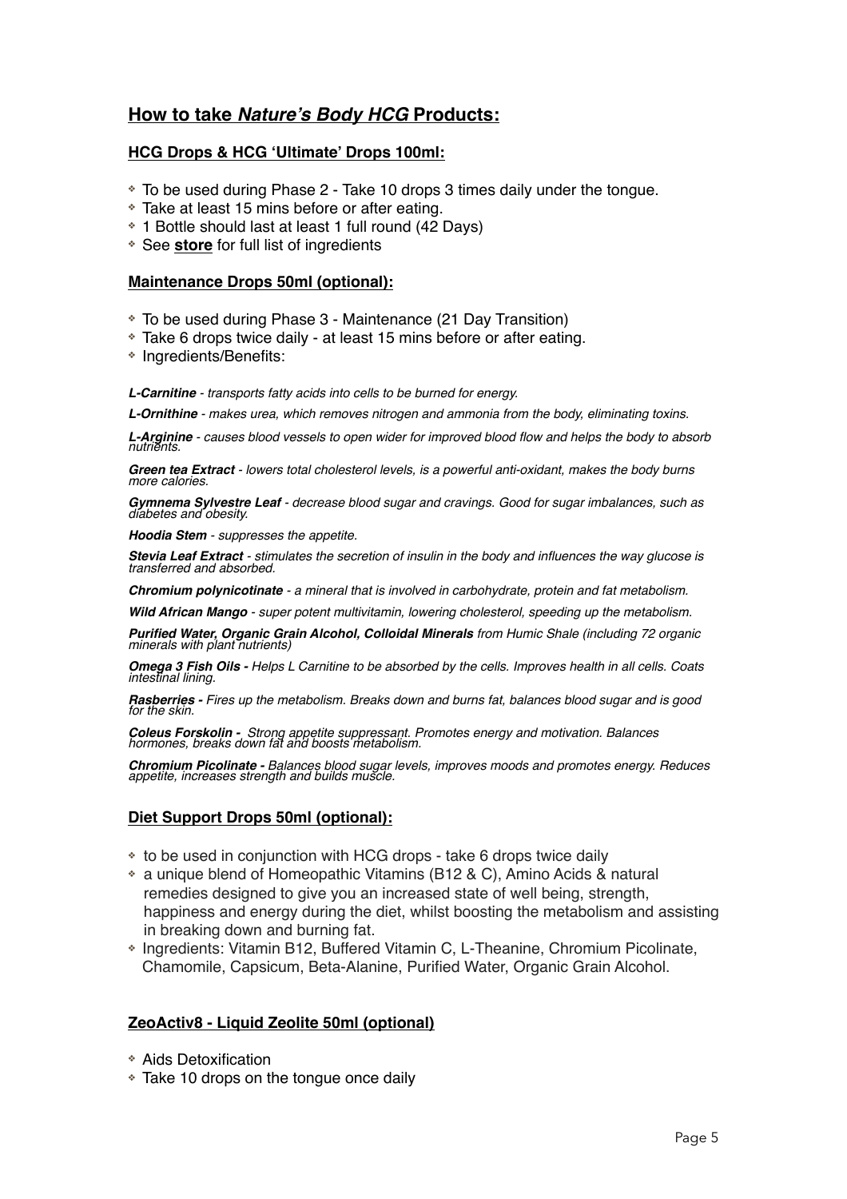## How to take ***Nature's Body HCG*** Products:

### HCG Drops & HCG 'Ultimate' Drops 100ml:

- To be used during Phase 2 - Take 10 drops 3 times daily under the tongue.
- Take at least 15 mins before or after eating.
- 1 Bottle should last at least 1 full round (42 Days)
- See **store** for full list of ingredients

### Maintenance Drops 50ml (optional):

- To be used during Phase 3 - Maintenance (21 Day Transition)
- Take 6 drops twice daily - at least 15 mins before or after eating.
- Ingredients/Benefits:

***L-Carnitine*** *- transports fatty acids into cells to be burned for energy.*

***L-Ornithine*** *- makes urea, which removes nitrogen and ammonia from the body, eliminating toxins.*

***L-Arginine*** *- causes blood vessels to open wider for improved blood flow and helps the body to absorb nutrients.*

***Green tea Extract*** *- lowers total cholesterol levels, is a powerful anti-oxidant, makes the body burns more calories.*

***Gymnema Sylvestre Leaf*** *- decrease blood sugar and cravings. Good for sugar imbalances, such as diabetes and obesity.*

***Hoodia Stem*** *- suppresses the appetite.*

***Stevia Leaf Extract*** *- stimulates the secretion of insulin in the body and influences the way glucose is transferred and absorbed.*

***Chromium polynicotinate*** *- a mineral that is involved in carbohydrate, protein and fat metabolism.*

***Wild African Mango*** *- super potent multivitamin, lowering cholesterol, speeding up the metabolism.*

***Purified Water, Organic Grain Alcohol, Colloidal Minerals*** *from Humic Shale (including 72 organic minerals with plant nutrients)*

***Omega 3 Fish Oils -*** *Helps L Carnitine to be absorbed by the cells. Improves health in all cells. Coats intestinal lining.*

***Rasberries -*** *Fires up the metabolism. Breaks down and burns fat, balances blood sugar and is good for the skin.*

***Coleus Forskolin -*** *Strong appetite suppressant. Promotes energy and motivation. Balances hormones, breaks down fat and boosts metabolism.*

***Chromium Picolinate -*** *Balances blood sugar levels, improves moods and promotes energy. Reduces appetite, increases strength and builds muscle.*

### Diet Support Drops 50ml (optional):

- to be used in conjunction with HCG drops - take 6 drops twice daily
- a unique blend of Homeopathic Vitamins (B12 & C), Amino Acids & natural remedies designed to give you an increased state of well being, strength, happiness and energy during the diet, whilst boosting the metabolism and assisting in breaking down and burning fat.
- Ingredients: Vitamin B12, Buffered Vitamin C, L-Theanine, Chromium Picolinate, Chamomile, Capsicum, Beta-Alanine, Purified Water, Organic Grain Alcohol.

### ZeoActiv8 - Liquid Zeolite 50ml (optional)

- Aids Detoxification
- Take 10 drops on the tongue once daily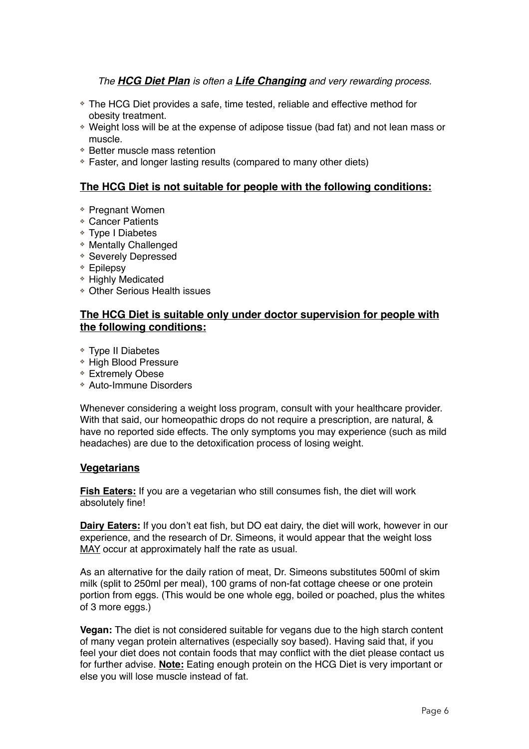*The **HCG Diet Plan** is often a **Life Changing** and very rewarding process.*

- The HCG Diet provides a safe, time tested, reliable and effective method for obesity treatment.
- Weight loss will be at the expense of adipose tissue (bad fat) and not lean mass or muscle.
- Better muscle mass retention
- Faster, and longer lasting results (compared to many other diets)

## The HCG Diet is not suitable for people with the following conditions:

- Pregnant Women
- Cancer Patients
- Type I Diabetes
- Mentally Challenged
- Severely Depressed
- Epilepsy
- Highly Medicated
- Other Serious Health issues

## The HCG Diet is suitable only under doctor supervision for people with the following conditions:

- Type II Diabetes
- High Blood Pressure
- Extremely Obese
- Auto-Immune Disorders

Whenever considering a weight loss program, consult with your healthcare provider. With that said, our homeopathic drops do not require a prescription, are natural, & have no reported side effects. The only symptoms you may experience (such as mild headaches) are due to the detoxification process of losing weight.

## Vegetarians

**Fish Eaters:** If you are a vegetarian who still consumes fish, the diet will work absolutely fine!

**Dairy Eaters:** If you don't eat fish, but DO eat dairy, the diet will work, however in our experience, and the research of Dr. Simeons, it would appear that the weight loss MAY occur at approximately half the rate as usual.

As an alternative for the daily ration of meat, Dr. Simeons substitutes 500ml of skim milk (split to 250ml per meal), 100 grams of non-fat cottage cheese or one protein portion from eggs. (This would be one whole egg, boiled or poached, plus the whites of 3 more eggs.)

**Vegan:** The diet is not considered suitable for vegans due to the high starch content of many vegan protein alternatives (especially soy based). Having said that, if you feel your diet does not contain foods that may conflict with the diet please contact us for further advise. **Note:** Eating enough protein on the HCG Diet is very important or else you will lose muscle instead of fat.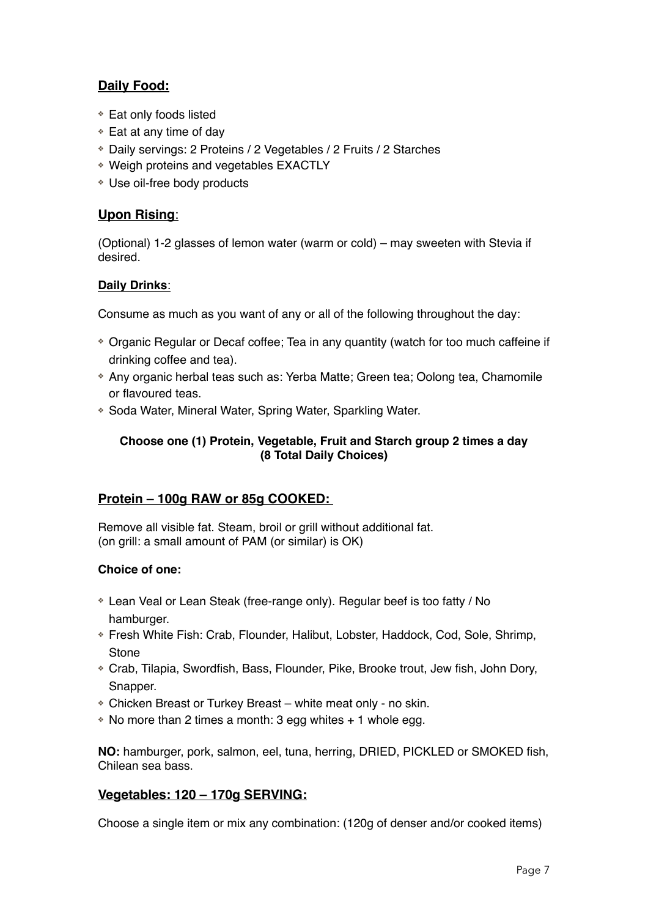## **Daily Food:**

- Eat only foods listed
- Eat at any time of day
- Daily servings: 2 Proteins / 2 Vegetables / 2 Fruits / 2 Starches
- Weigh proteins and vegetables EXACTLY
- Use oil-free body products

## **Upon Rising**:

(Optional) 1-2 glasses of lemon water (warm or cold) – may sweeten with Stevia if desired.

### **Daily Drinks**:

Consume as much as you want of any or all of the following throughout the day:

- Organic Regular or Decaf coffee; Tea in any quantity (watch for too much caffeine if drinking coffee and tea).
- Any organic herbal teas such as: Yerba Matte; Green tea; Oolong tea, Chamomile or flavoured teas.
- Soda Water, Mineral Water, Spring Water, Sparkling Water.

**Choose one (1) Protein, Vegetable, Fruit and Starch group 2 times a day (8 Total Daily Choices)**

## **Protein – 100g RAW or 85g COOKED:**

Remove all visible fat. Steam, broil or grill without additional fat.
(on grill: a small amount of PAM (or similar) is OK)

**Choice of one:**

- Lean Veal or Lean Steak (free-range only). Regular beef is too fatty / No hamburger.
- Fresh White Fish: Crab, Flounder, Halibut, Lobster, Haddock, Cod, Sole, Shrimp, Stone
- Crab, Tilapia, Swordfish, Bass, Flounder, Pike, Brooke trout, Jew fish, John Dory, Snapper.
- Chicken Breast or Turkey Breast – white meat only - no skin.
- No more than 2 times a month: 3 egg whites + 1 whole egg.

**NO:** hamburger, pork, salmon, eel, tuna, herring, DRIED, PICKLED or SMOKED fish, Chilean sea bass.

## **Vegetables: 120 – 170g SERVING:**

Choose a single item or mix any combination: (120g of denser and/or cooked items)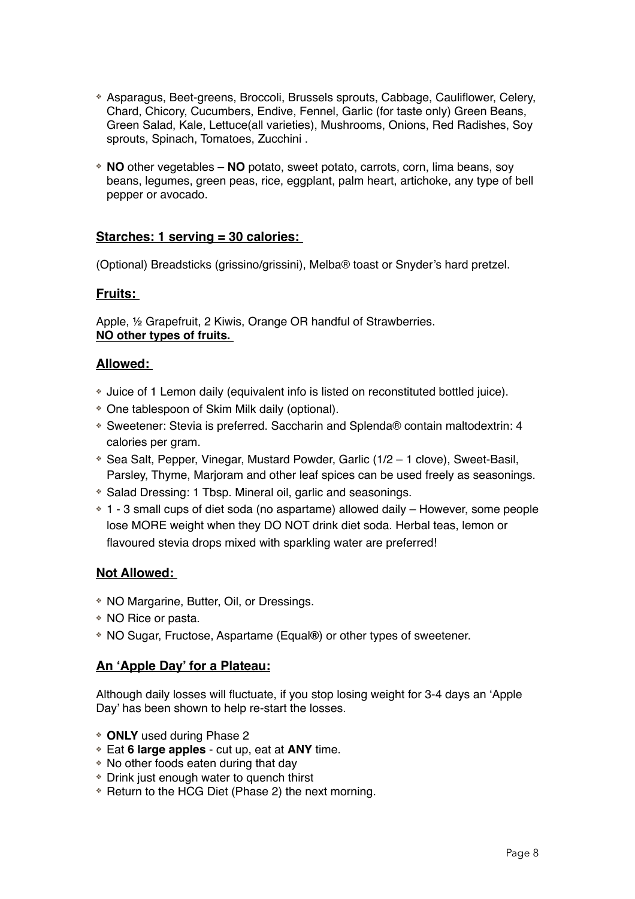- Asparagus, Beet-greens, Broccoli, Brussels sprouts, Cabbage, Cauliflower, Celery, Chard, Chicory, Cucumbers, Endive, Fennel, Garlic (for taste only) Green Beans, Green Salad, Kale, Lettuce(all varieties), Mushrooms, Onions, Red Radishes, Soy sprouts, Spinach, Tomatoes, Zucchini .
- **NO** other vegetables – **NO** potato, sweet potato, carrots, corn, lima beans, soy beans, legumes, green peas, rice, eggplant, palm heart, artichoke, any type of bell pepper or avocado.

### Starches: 1 serving = 30 calories:

(Optional) Breadsticks (grissino/grissini), Melba® toast or Snyder's hard pretzel.

### Fruits:

Apple, ½ Grapefruit, 2 Kiwis, Orange OR handful of Strawberries.
**NO other types of fruits.**

### Allowed:

- Juice of 1 Lemon daily (equivalent info is listed on reconstituted bottled juice).
- One tablespoon of Skim Milk daily (optional).
- Sweetener: Stevia is preferred. Saccharin and Splenda® contain maltodextrin: 4 calories per gram.
- Sea Salt, Pepper, Vinegar, Mustard Powder, Garlic (1/2 – 1 clove), Sweet-Basil, Parsley, Thyme, Marjoram and other leaf spices can be used freely as seasonings.
- Salad Dressing: 1 Tbsp. Mineral oil, garlic and seasonings.
- 1 - 3 small cups of diet soda (no aspartame) allowed daily – However, some people lose MORE weight when they DO NOT drink diet soda. Herbal teas, lemon or flavoured stevia drops mixed with sparkling water are preferred!

### Not Allowed:

- NO Margarine, Butter, Oil, or Dressings.
- NO Rice or pasta.
- NO Sugar, Fructose, Aspartame (Equal®) or other types of sweetener.

### An 'Apple Day' for a Plateau:

Although daily losses will fluctuate, if you stop losing weight for 3-4 days an 'Apple Day' has been shown to help re-start the losses.

- **ONLY** used during Phase 2
- Eat **6 large apples** - cut up, eat at **ANY** time.
- No other foods eaten during that day
- Drink just enough water to quench thirst
- Return to the HCG Diet (Phase 2) the next morning.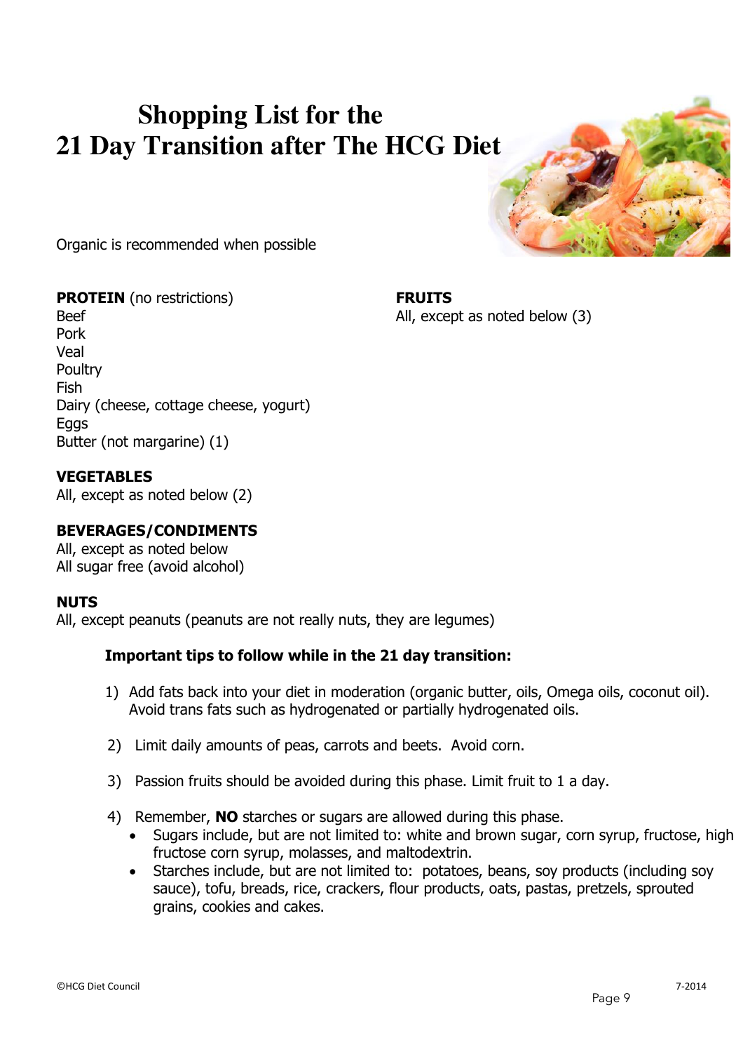# Shopping List for the 21 Day Transition after The HCG Diet

Organic is recommended when possible

**PROTEIN** (no restrictions)
Beef
Pork
Veal
Poultry
Fish
Dairy (cheese, cottage cheese, yogurt)
Eggs
Butter (not margarine) (1)

**FRUITS**
All, except as noted below (3)

**VEGETABLES**
All, except as noted below (2)

**BEVERAGES/CONDIMENTS**
All, except as noted below
All sugar free (avoid alcohol)

**NUTS**
All, except peanuts (peanuts are not really nuts, they are legumes)

**Important tips to follow while in the 21 day transition:**

1) Add fats back into your diet in moderation (organic butter, oils, Omega oils, coconut oil). Avoid trans fats such as hydrogenated or partially hydrogenated oils.

2) Limit daily amounts of peas, carrots and beets. Avoid corn.

3) Passion fruits should be avoided during this phase. Limit fruit to 1 a day.

4) Remember, **NO** starches or sugars are allowed during this phase.
   - Sugars include, but are not limited to: white and brown sugar, corn syrup, fructose, high fructose corn syrup, molasses, and maltodextrin.
   - Starches include, but are not limited to: potatoes, beans, soy products (including soy sauce), tofu, breads, rice, crackers, flour products, oats, pastas, pretzels, sprouted grains, cookies and cakes.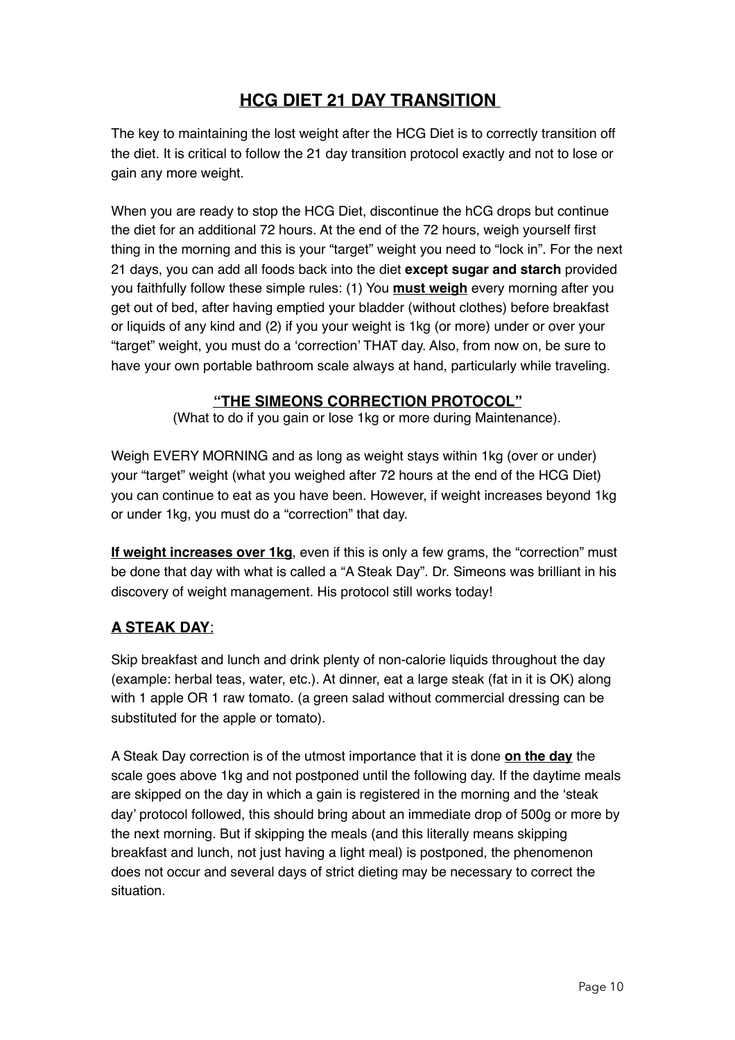# **HCG DIET 21 DAY TRANSITION**

The key to maintaining the lost weight after the HCG Diet is to correctly transition off the diet. It is critical to follow the 21 day transition protocol exactly and not to lose or gain any more weight.

When you are ready to stop the HCG Diet, discontinue the hCG drops but continue the diet for an additional 72 hours. At the end of the 72 hours, weigh yourself first thing in the morning and this is your "target" weight you need to "lock in". For the next 21 days, you can add all foods back into the diet **except sugar and starch** provided you faithfully follow these simple rules: (1) You **must weigh** every morning after you get out of bed, after having emptied your bladder (without clothes) before breakfast or liquids of any kind and (2) if you your weight is 1kg (or more) under or over your "target" weight, you must do a 'correction' THAT day. Also, from now on, be sure to have your own portable bathroom scale always at hand, particularly while traveling.

### **"THE SIMEONS CORRECTION PROTOCOL"**

(What to do if you gain or lose 1kg or more during Maintenance).

Weigh EVERY MORNING and as long as weight stays within 1kg (over or under) your "target" weight (what you weighed after 72 hours at the end of the HCG Diet) you can continue to eat as you have been. However, if weight increases beyond 1kg or under 1kg, you must do a "correction" that day.

**If weight increases over 1kg**, even if this is only a few grams, the "correction" must be done that day with what is called a "A Steak Day". Dr. Simeons was brilliant in his discovery of weight management. His protocol still works today!

## **A STEAK DAY**:

Skip breakfast and lunch and drink plenty of non-calorie liquids throughout the day (example: herbal teas, water, etc.). At dinner, eat a large steak (fat in it is OK) along with 1 apple OR 1 raw tomato. (a green salad without commercial dressing can be substituted for the apple or tomato).

A Steak Day correction is of the utmost importance that it is done **on the day** the scale goes above 1kg and not postponed until the following day. If the daytime meals are skipped on the day in which a gain is registered in the morning and the 'steak day' protocol followed, this should bring about an immediate drop of 500g or more by the next morning. But if skipping the meals (and this literally means skipping breakfast and lunch, not just having a light meal) is postponed, the phenomenon does not occur and several days of strict dieting may be necessary to correct the situation.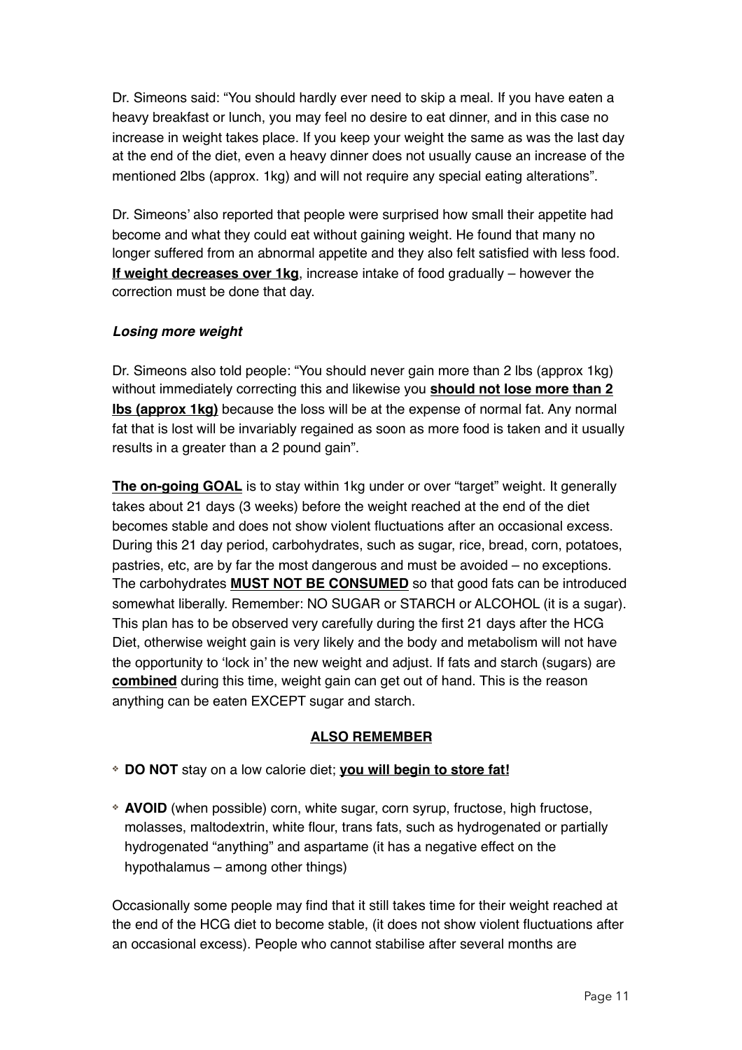Dr. Simeons said: “You should hardly ever need to skip a meal. If you have eaten a heavy breakfast or lunch, you may feel no desire to eat dinner, and in this case no increase in weight takes place. If you keep your weight the same as was the last day at the end of the diet, even a heavy dinner does not usually cause an increase of the mentioned 2lbs (approx. 1kg) and will not require any special eating alterations”.

Dr. Simeons’ also reported that people were surprised how small their appetite had become and what they could eat without gaining weight. He found that many no longer suffered from an abnormal appetite and they also felt satisfied with less food. **<u>If weight decreases over 1kg</u>**, increase intake of food gradually – however the correction must be done that day.

***Losing more weight***

Dr. Simeons also told people: “You should never gain more than 2 lbs (approx 1kg) without immediately correcting this and likewise you **<u>should not lose more than 2 lbs (approx 1kg)</u>** because the loss will be at the expense of normal fat. Any normal fat that is lost will be invariably regained as soon as more food is taken and it usually results in a greater than a 2 pound gain”.

**<u>The on-going GOAL</u>** is to stay within 1kg under or over “target” weight. It generally takes about 21 days (3 weeks) before the weight reached at the end of the diet becomes stable and does not show violent fluctuations after an occasional excess. During this 21 day period, carbohydrates, such as sugar, rice, bread, corn, potatoes, pastries, etc, are by far the most dangerous and must be avoided – no exceptions. The carbohydrates **<u>MUST NOT BE CONSUMED</u>** so that good fats can be introduced somewhat liberally. Remember: NO SUGAR or STARCH or ALCOHOL (it is a sugar). This plan has to be observed very carefully during the first 21 days after the HCG Diet, otherwise weight gain is very likely and the body and metabolism will not have the opportunity to ‘lock in’ the new weight and adjust. If fats and starch (sugars) are **<u>combined</u>** during this time, weight gain can get out of hand. This is the reason anything can be eaten EXCEPT sugar and starch.

**<u>ALSO REMEMBER</u>**

- **DO NOT** stay on a low calorie diet; **<u>you will begin to store fat!</u>**
- **AVOID** (when possible) corn, white sugar, corn syrup, fructose, high fructose, molasses, maltodextrin, white flour, trans fats, such as hydrogenated or partially hydrogenated “anything” and aspartame (it has a negative effect on the hypothalamus – among other things)

Occasionally some people may find that it still takes time for their weight reached at the end of the HCG diet to become stable, (it does not show violent fluctuations after an occasional excess). People who cannot stabilise after several months are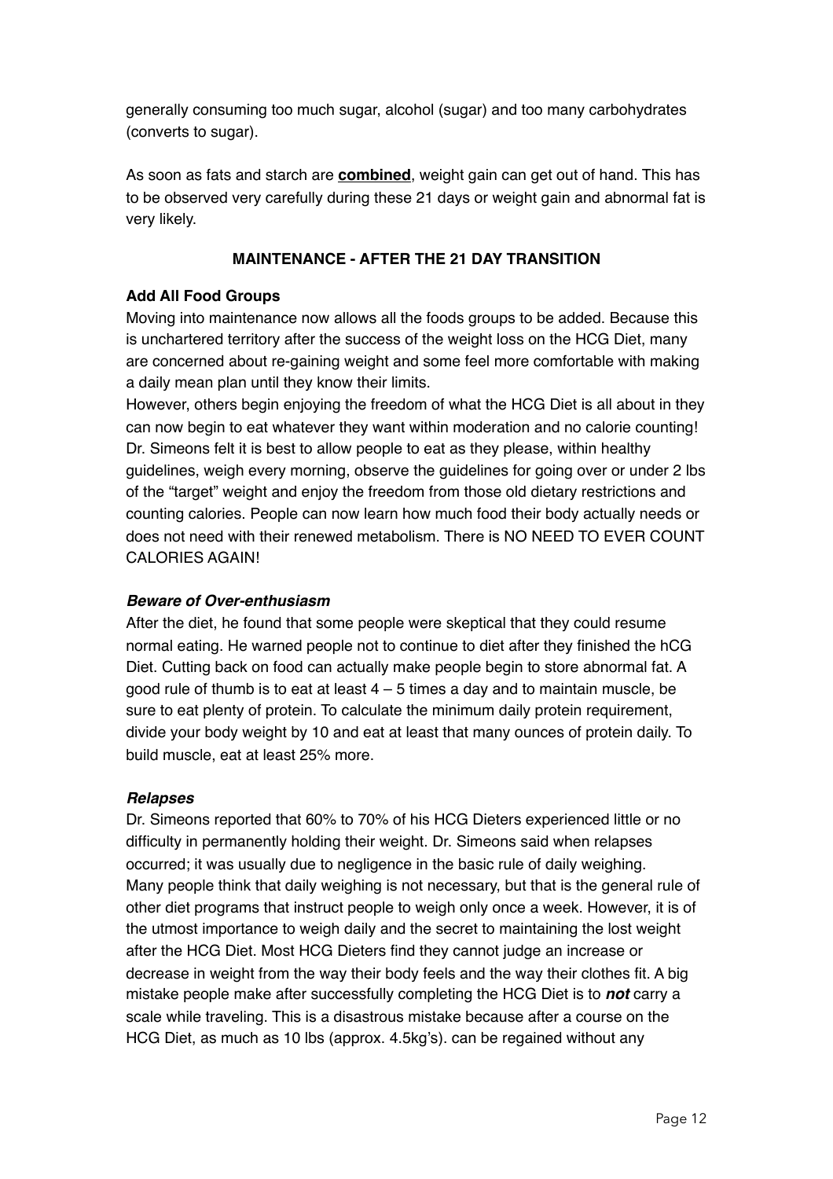generally consuming too much sugar, alcohol (sugar) and too many carbohydrates (converts to sugar).

As soon as fats and starch are **combined**, weight gain can get out of hand. This has to be observed very carefully during these 21 days or weight gain and abnormal fat is very likely.

## MAINTENANCE - AFTER THE 21 DAY TRANSITION

**Add All Food Groups**

Moving into maintenance now allows all the foods groups to be added. Because this is unchartered territory after the success of the weight loss on the HCG Diet, many are concerned about re-gaining weight and some feel more comfortable with making a daily mean plan until they know their limits.

However, others begin enjoying the freedom of what the HCG Diet is all about in they can now begin to eat whatever they want within moderation and no calorie counting! Dr. Simeons felt it is best to allow people to eat as they please, within healthy guidelines, weigh every morning, observe the guidelines for going over or under 2 lbs of the "target" weight and enjoy the freedom from those old dietary restrictions and counting calories. People can now learn how much food their body actually needs or does not need with their renewed metabolism. There is NO NEED TO EVER COUNT CALORIES AGAIN!

***Beware of Over-enthusiasm***

After the diet, he found that some people were skeptical that they could resume normal eating. He warned people not to continue to diet after they finished the hCG Diet. Cutting back on food can actually make people begin to store abnormal fat. A good rule of thumb is to eat at least 4 – 5 times a day and to maintain muscle, be sure to eat plenty of protein. To calculate the minimum daily protein requirement, divide your body weight by 10 and eat at least that many ounces of protein daily. To build muscle, eat at least 25% more.

***Relapses***

Dr. Simeons reported that 60% to 70% of his HCG Dieters experienced little or no difficulty in permanently holding their weight. Dr. Simeons said when relapses occurred; it was usually due to negligence in the basic rule of daily weighing. Many people think that daily weighing is not necessary, but that is the general rule of other diet programs that instruct people to weigh only once a week. However, it is of the utmost importance to weigh daily and the secret to maintaining the lost weight after the HCG Diet. Most HCG Dieters find they cannot judge an increase or decrease in weight from the way their body feels and the way their clothes fit. A big mistake people make after successfully completing the HCG Diet is to ***not*** carry a scale while traveling. This is a disastrous mistake because after a course on the HCG Diet, as much as 10 lbs (approx. 4.5kg's). can be regained without any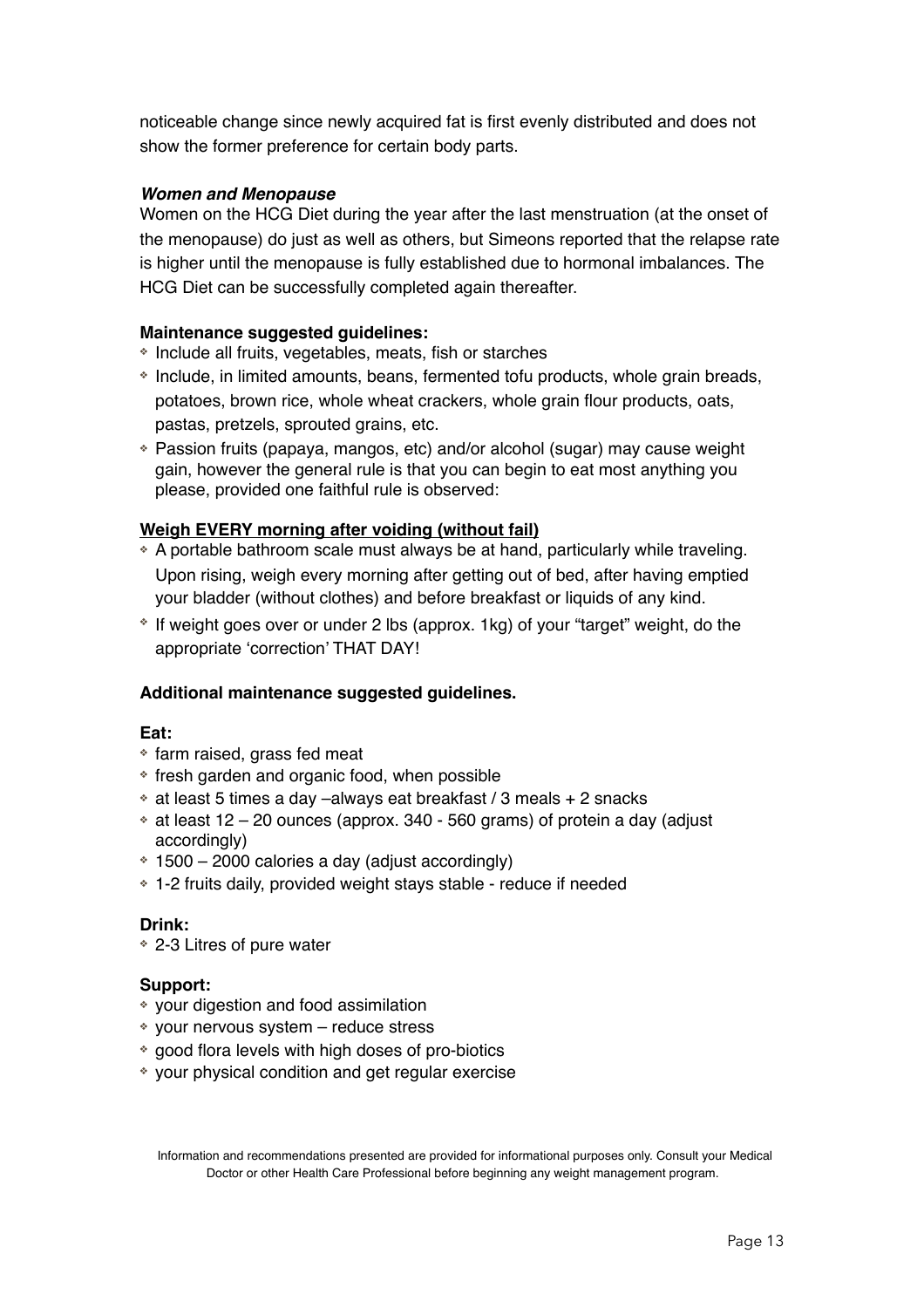noticeable change since newly acquired fat is first evenly distributed and does not show the former preference for certain body parts.

***Women and Menopause***

Women on the HCG Diet during the year after the last menstruation (at the onset of the menopause) do just as well as others, but Simeons reported that the relapse rate is higher until the menopause is fully established due to hormonal imbalances. The HCG Diet can be successfully completed again thereafter.

**Maintenance suggested guidelines:**

- Include all fruits, vegetables, meats, fish or starches
- Include, in limited amounts, beans, fermented tofu products, whole grain breads, potatoes, brown rice, whole wheat crackers, whole grain flour products, oats, pastas, pretzels, sprouted grains, etc.
- Passion fruits (papaya, mangos, etc) and/or alcohol (sugar) may cause weight gain, however the general rule is that you can begin to eat most anything you please, provided one faithful rule is observed:

**<u>Weigh EVERY morning after voiding (without fail)</u>**

- A portable bathroom scale must always be at hand, particularly while traveling. Upon rising, weigh every morning after getting out of bed, after having emptied your bladder (without clothes) and before breakfast or liquids of any kind.
- If weight goes over or under 2 lbs (approx. 1kg) of your "target" weight, do the appropriate 'correction' THAT DAY!

**Additional maintenance suggested guidelines.**

**Eat:**

- farm raised, grass fed meat
- fresh garden and organic food, when possible
- at least 5 times a day –always eat breakfast / 3 meals + 2 snacks
- at least 12 – 20 ounces (approx. 340 - 560 grams) of protein a day (adjust accordingly)
- 1500 – 2000 calories a day (adjust accordingly)
- 1-2 fruits daily, provided weight stays stable - reduce if needed

**Drink:**

- 2-3 Litres of pure water

**Support:**

- your digestion and food assimilation
- your nervous system – reduce stress
- good flora levels with high doses of pro-biotics
- your physical condition and get regular exercise

Information and recommendations presented are provided for informational purposes only. Consult your Medical Doctor or other Health Care Professional before beginning any weight management program.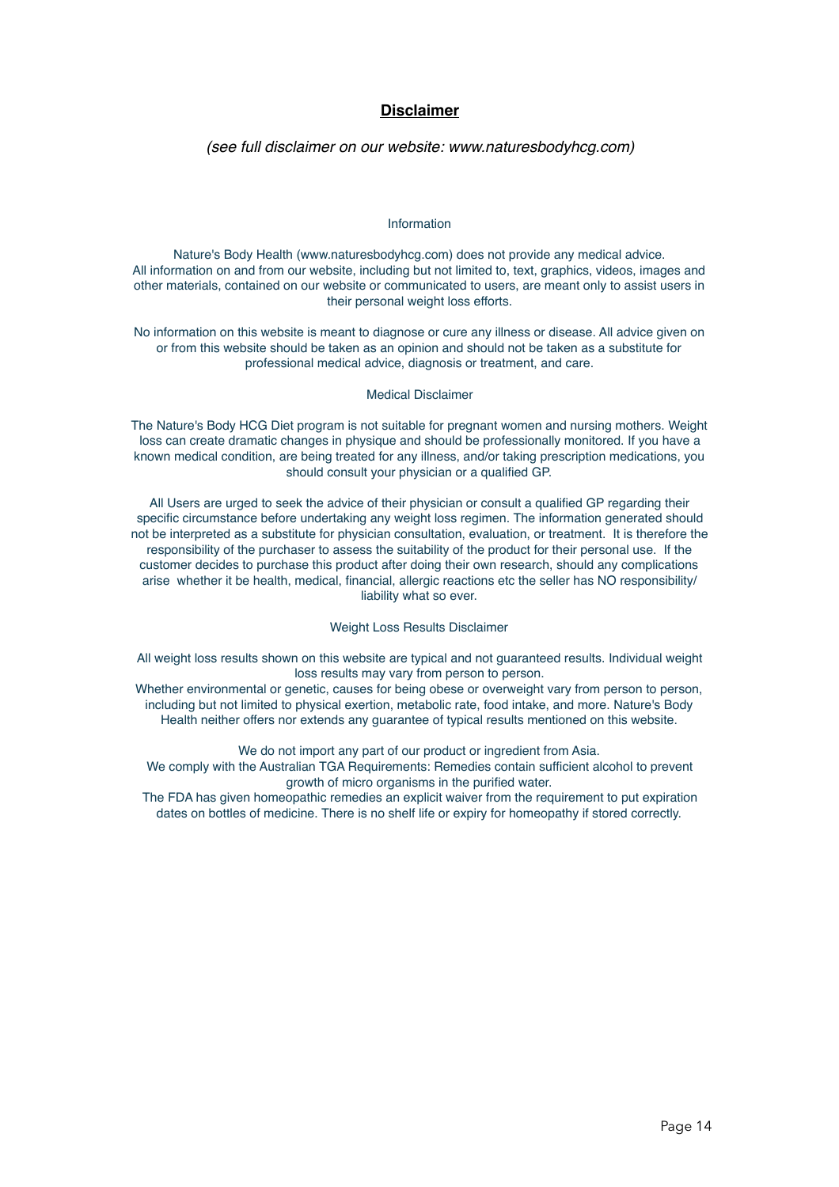# **Disclaimer**

*(see full disclaimer on our website: www.naturesbodyhcg.com)*

## Information

Nature's Body Health (www.naturesbodyhcg.com) does not provide any medical advice.
All information on and from our website, including but not limited to, text, graphics, videos, images and other materials, contained on our website or communicated to users, are meant only to assist users in their personal weight loss efforts.

No information on this website is meant to diagnose or cure any illness or disease. All advice given on or from this website should be taken as an opinion and should not be taken as a substitute for professional medical advice, diagnosis or treatment, and care.

## Medical Disclaimer

The Nature's Body HCG Diet program is not suitable for pregnant women and nursing mothers. Weight loss can create dramatic changes in physique and should be professionally monitored. If you have a known medical condition, are being treated for any illness, and/or taking prescription medications, you should consult your physician or a qualified GP.

All Users are urged to seek the advice of their physician or consult a qualified GP regarding their specific circumstance before undertaking any weight loss regimen. The information generated should not be interpreted as a substitute for physician consultation, evaluation, or treatment. It is therefore the responsibility of the purchaser to assess the suitability of the product for their personal use. If the customer decides to purchase this product after doing their own research, should any complications arise whether it be health, medical, financial, allergic reactions etc the seller has NO responsibility/liability what so ever.

## Weight Loss Results Disclaimer

All weight loss results shown on this website are typical and not guaranteed results. Individual weight loss results may vary from person to person.
Whether environmental or genetic, causes for being obese or overweight vary from person to person, including but not limited to physical exertion, metabolic rate, food intake, and more. Nature's Body Health neither offers nor extends any guarantee of typical results mentioned on this website.

We do not import any part of our product or ingredient from Asia.
We comply with the Australian TGA Requirements: Remedies contain sufficient alcohol to prevent growth of micro organisms in the purified water.
The FDA has given homeopathic remedies an explicit waiver from the requirement to put expiration dates on bottles of medicine. There is no shelf life or expiry for homeopathy if stored correctly.